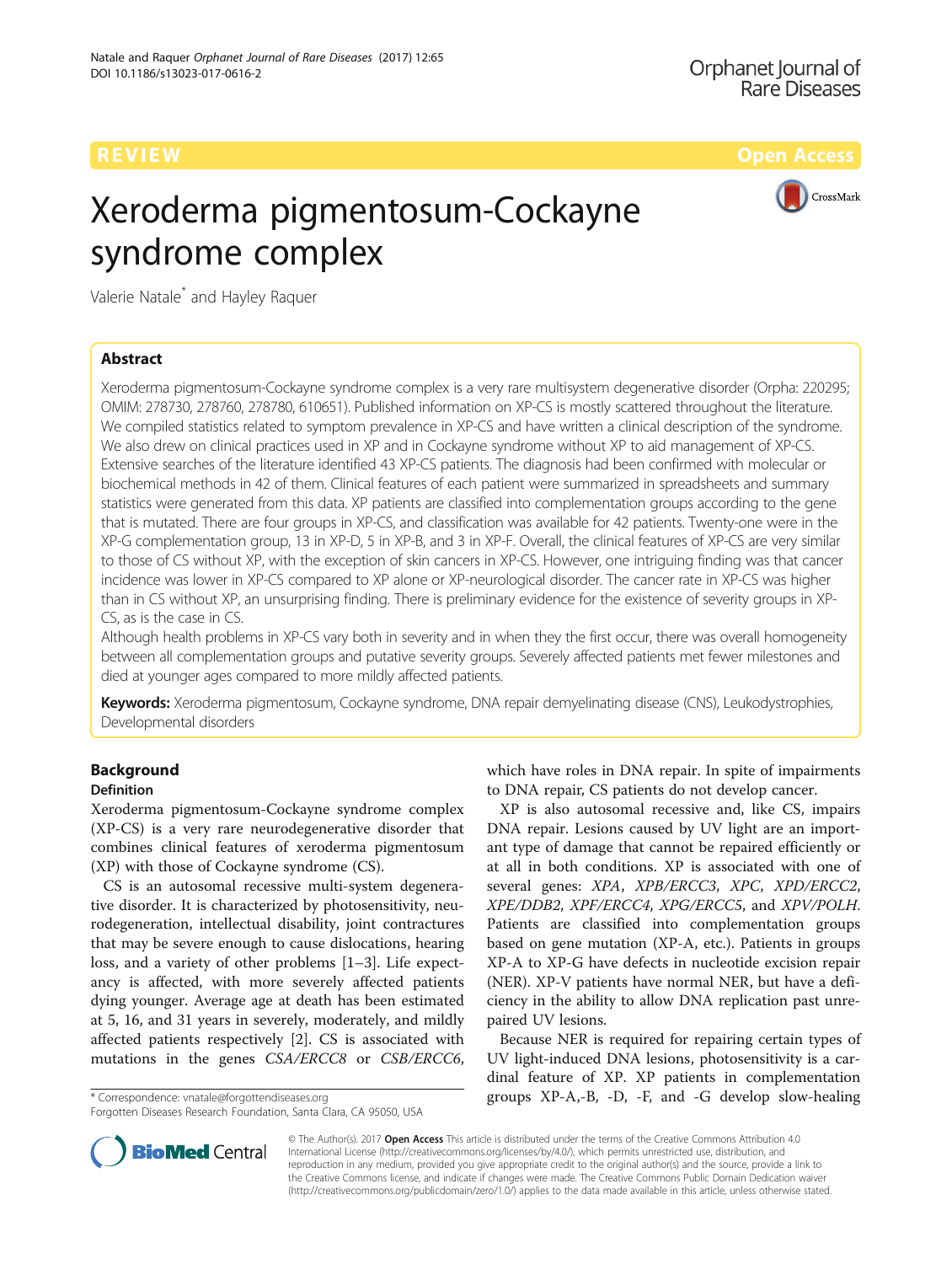REVIEW · Open Access

# Xeroderma pigmentosum-Cockayne syndrome complex

Valerie Natale* and Hayley Raquer

## Abstract

Xeroderma pigmentosum-Cockayne syndrome complex is a very rare multisystem degenerative disorder (Orpha: 220295; OMIM: 278730, 278760, 278780, 610651). Published information on XP-CS is mostly scattered throughout the literature. We compiled statistics related to symptom prevalence in XP-CS and have written a clinical description of the syndrome. We also drew on clinical practices used in XP and in Cockayne syndrome without XP to aid management of XP-CS. Extensive searches of the literature identified 43 XP-CS patients. The diagnosis had been confirmed with molecular or biochemical methods in 42 of them. Clinical features of each patient were summarized in spreadsheets and summary statistics were generated from this data. XP patients are classified into complementation groups according to the gene that is mutated. There are four groups in XP-CS, and classification was available for 42 patients. Twenty-one were in the XP-G complementation group, 13 in XP-D, 5 in XP-B, and 3 in XP-F. Overall, the clinical features of XP-CS are very similar to those of CS without XP, with the exception of skin cancers in XP-CS. However, one intriguing finding was that cancer incidence was lower in XP-CS compared to XP alone or XP-neurological disorder. The cancer rate in XP-CS was higher than in CS without XP, an unsurprising finding. There is preliminary evidence for the existence of severity groups in XP-CS, as is the case in CS.

Although health problems in XP-CS vary both in severity and in when they the first occur, there was overall homogeneity between all complementation groups and putative severity groups. Severely affected patients met fewer milestones and died at younger ages compared to more mildly affected patients.

**Keywords:** Xeroderma pigmentosum, Cockayne syndrome, DNA repair demyelinating disease (CNS), Leukodystrophies, Developmental disorders

## Background

### Definition

Xeroderma pigmentosum-Cockayne syndrome complex (XP-CS) is a very rare neurodegenerative disorder that combines clinical features of xeroderma pigmentosum (XP) with those of Cockayne syndrome (CS).

CS is an autosomal recessive multi-system degenerative disorder. It is characterized by photosensitivity, neurodegeneration, intellectual disability, joint contractures that may be severe enough to cause dislocations, hearing loss, and a variety of other problems [1–3]. Life expectancy is affected, with more severely affected patients dying younger. Average age at death has been estimated at 5, 16, and 31 years in severely, moderately, and mildly affected patients respectively [2]. CS is associated with mutations in the genes *CSA/ERCC8* or *CSB/ERCC6*, which have roles in DNA repair. In spite of impairments to DNA repair, CS patients do not develop cancer.

XP is also autosomal recessive and, like CS, impairs DNA repair. Lesions caused by UV light are an important type of damage that cannot be repaired efficiently or at all in both conditions. XP is associated with one of several genes: *XPA*, *XPB/ERCC3*, *XPC*, *XPD/ERCC2*, *XPE/DDB2*, *XPF/ERCC4*, *XPG/ERCC5*, and *XPV/POLH*. Patients are classified into complementation groups based on gene mutation (XP-A, etc.). Patients in groups XP-A to XP-G have defects in nucleotide excision repair (NER). XP-V patients have normal NER, but have a deficiency in the ability to allow DNA replication past unrepaired UV lesions.

Because NER is required for repairing certain types of UV light-induced DNA lesions, photosensitivity is a cardinal feature of XP. XP patients in complementation groups XP-A,-B, -D, -F, and -G develop slow-healing

\* Correspondence: vnatale@forgottendiseases.org
Forgotten Diseases Research Foundation, Santa Clara, CA 95050, USA

© The Author(s). 2017 **Open Access** This article is distributed under the terms of the Creative Commons Attribution 4.0 International License (http://creativecommons.org/licenses/by/4.0/), which permits unrestricted use, distribution, and reproduction in any medium, provided you give appropriate credit to the original author(s) and the source, provide a link to the Creative Commons license, and indicate if changes were made. The Creative Commons Public Domain Dedication waiver (http://creativecommons.org/publicdomain/zero/1.0/) applies to the data made available in this article, unless otherwise stated.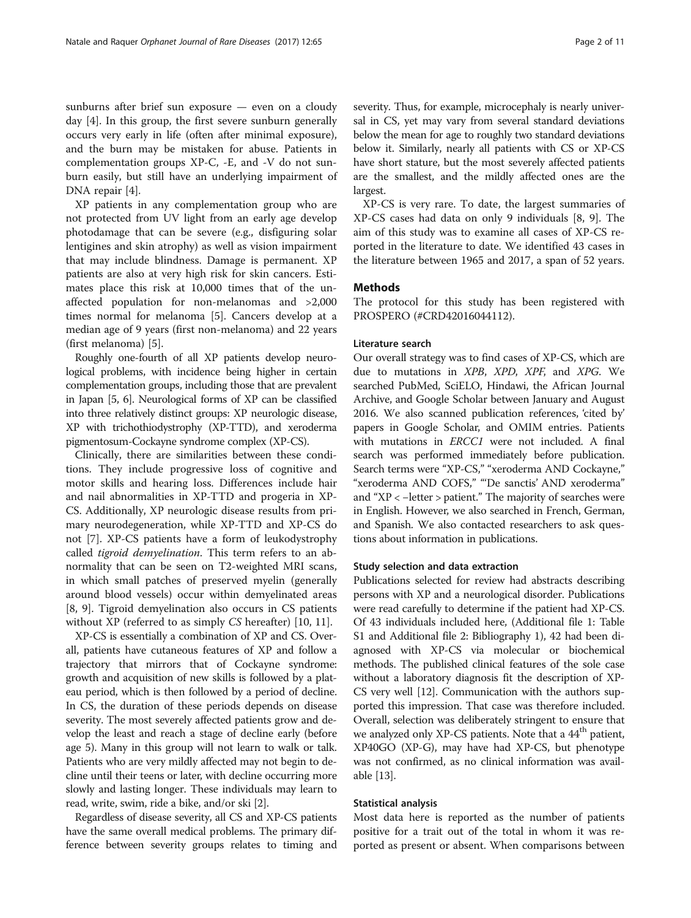sunburns after brief sun exposure — even on a cloudy day [4]. In this group, the first severe sunburn generally occurs very early in life (often after minimal exposure), and the burn may be mistaken for abuse. Patients in complementation groups XP-C, -E, and -V do not sunburn easily, but still have an underlying impairment of DNA repair [4].

XP patients in any complementation group who are not protected from UV light from an early age develop photodamage that can be severe (e.g., disfiguring solar lentigines and skin atrophy) as well as vision impairment that may include blindness. Damage is permanent. XP patients are also at very high risk for skin cancers. Estimates place this risk at 10,000 times that of the unaffected population for non-melanomas and >2,000 times normal for melanoma [5]. Cancers develop at a median age of 9 years (first non-melanoma) and 22 years (first melanoma) [5].

Roughly one-fourth of all XP patients develop neurological problems, with incidence being higher in certain complementation groups, including those that are prevalent in Japan [5, 6]. Neurological forms of XP can be classified into three relatively distinct groups: XP neurologic disease, XP with trichothiodystrophy (XP-TTD), and xeroderma pigmentosum-Cockayne syndrome complex (XP-CS).

Clinically, there are similarities between these conditions. They include progressive loss of cognitive and motor skills and hearing loss. Differences include hair and nail abnormalities in XP-TTD and progeria in XP-CS. Additionally, XP neurologic disease results from primary neurodegeneration, while XP-TTD and XP-CS do not [7]. XP-CS patients have a form of leukodystrophy called *tigroid demyelination*. This term refers to an abnormality that can be seen on T2-weighted MRI scans, in which small patches of preserved myelin (generally around blood vessels) occur within demyelinated areas [8, 9]. Tigroid demyelination also occurs in CS patients without XP (referred to as simply *CS* hereafter) [10, 11].

XP-CS is essentially a combination of XP and CS. Overall, patients have cutaneous features of XP and follow a trajectory that mirrors that of Cockayne syndrome: growth and acquisition of new skills is followed by a plateau period, which is then followed by a period of decline. In CS, the duration of these periods depends on disease severity. The most severely affected patients grow and develop the least and reach a stage of decline early (before age 5). Many in this group will not learn to walk or talk. Patients who are very mildly affected may not begin to decline until their teens or later, with decline occurring more slowly and lasting longer. These individuals may learn to read, write, swim, ride a bike, and/or ski [2].

Regardless of disease severity, all CS and XP-CS patients have the same overall medical problems. The primary difference between severity groups relates to timing and severity. Thus, for example, microcephaly is nearly universal in CS, yet may vary from several standard deviations below the mean for age to roughly two standard deviations below it. Similarly, nearly all patients with CS or XP-CS have short stature, but the most severely affected patients are the smallest, and the mildly affected ones are the largest.

XP-CS is very rare. To date, the largest summaries of XP-CS cases had data on only 9 individuals [8, 9]. The aim of this study was to examine all cases of XP-CS reported in the literature to date. We identified 43 cases in the literature between 1965 and 2017, a span of 52 years.

## Methods

The protocol for this study has been registered with PROSPERO (#CRD42016044112).

### Literature search

Our overall strategy was to find cases of XP-CS, which are due to mutations in *XPB*, *XPD*, *XPF*, and *XPG*. We searched PubMed, SciELO, Hindawi, the African Journal Archive, and Google Scholar between January and August 2016. We also scanned publication references, 'cited by' papers in Google Scholar, and OMIM entries. Patients with mutations in *ERCC1* were not included. A final search was performed immediately before publication. Search terms were "XP-CS," "xeroderma AND Cockayne," "xeroderma AND COFS," "'De sanctis' AND xeroderma" and "XP < –letter > patient." The majority of searches were in English. However, we also searched in French, German, and Spanish. We also contacted researchers to ask questions about information in publications.

### Study selection and data extraction

Publications selected for review had abstracts describing persons with XP and a neurological disorder. Publications were read carefully to determine if the patient had XP-CS. Of 43 individuals included here, (Additional file 1: Table S1 and Additional file 2: Bibliography 1), 42 had been diagnosed with XP-CS via molecular or biochemical methods. The published clinical features of the sole case without a laboratory diagnosis fit the description of XP-CS very well [12]. Communication with the authors supported this impression. That case was therefore included. Overall, selection was deliberately stringent to ensure that we analyzed only XP-CS patients. Note that a 44th patient, XP40GO (XP-G), may have had XP-CS, but phenotype was not confirmed, as no clinical information was available [13].

### Statistical analysis

Most data here is reported as the number of patients positive for a trait out of the total in whom it was reported as present or absent. When comparisons between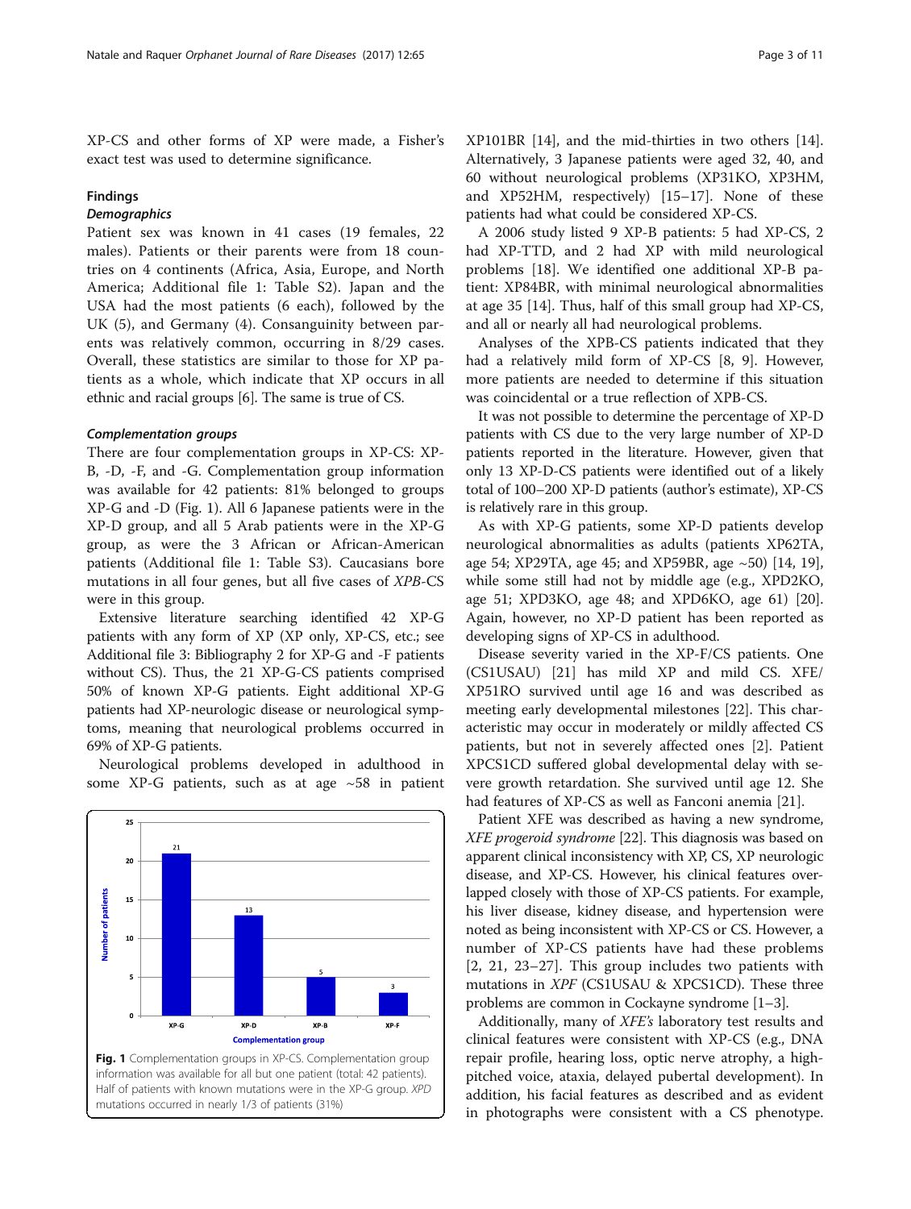XP-CS and other forms of XP were made, a Fisher's exact test was used to determine significance.

## Findings

### Demographics

Patient sex was known in 41 cases (19 females, 22 males). Patients or their parents were from 18 countries on 4 continents (Africa, Asia, Europe, and North America; Additional file 1: Table S2). Japan and the USA had the most patients (6 each), followed by the UK (5), and Germany (4). Consanguinity between parents was relatively common, occurring in 8/29 cases. Overall, these statistics are similar to those for XP patients as a whole, which indicate that XP occurs in all ethnic and racial groups [6]. The same is true of CS.

### Complementation groups

There are four complementation groups in XP-CS: XP-B, -D, -F, and -G. Complementation group information was available for 42 patients: 81% belonged to groups XP-G and -D (Fig. 1). All 6 Japanese patients were in the XP-D group, and all 5 Arab patients were in the XP-G group, as were the 3 African or African-American patients (Additional file 1: Table S3). Caucasians bore mutations in all four genes, but all five cases of *XPB*-CS were in this group.

Extensive literature searching identified 42 XP-G patients with any form of XP (XP only, XP-CS, etc.; see Additional file 3: Bibliography 2 for XP-G and -F patients without CS). Thus, the 21 XP-G-CS patients comprised 50% of known XP-G patients. Eight additional XP-G patients had XP-neurologic disease or neurological symptoms, meaning that neurological problems occurred in 69% of XP-G patients.

Neurological problems developed in adulthood in some XP-G patients, such as at age ~58 in patient XP101BR [14], and the mid-thirties in two others [14]. Alternatively, 3 Japanese patients were aged 32, 40, and 60 without neurological problems (XP31KO, XP3HM, and XP52HM, respectively) [15–17]. None of these patients had what could be considered XP-CS.

**Fig. 1** Complementation groups in XP-CS. Complementation group information was available for all but one patient (total: 42 patients). Half of patients with known mutations were in the XP-G group. *XPD* mutations occurred in nearly 1/3 of patients (31%)

A 2006 study listed 9 XP-B patients: 5 had XP-CS, 2 had XP-TTD, and 2 had XP with mild neurological problems [18]. We identified one additional XP-B patient: XP84BR, with minimal neurological abnormalities at age 35 [14]. Thus, half of this small group had XP-CS, and all or nearly all had neurological problems.

Analyses of the XPB-CS patients indicated that they had a relatively mild form of XP-CS [8, 9]. However, more patients are needed to determine if this situation was coincidental or a true reflection of XPB-CS.

It was not possible to determine the percentage of XP-D patients with CS due to the very large number of XP-D patients reported in the literature. However, given that only 13 XP-D-CS patients were identified out of a likely total of 100–200 XP-D patients (author's estimate), XP-CS is relatively rare in this group.

As with XP-G patients, some XP-D patients develop neurological abnormalities as adults (patients XP62TA, age 54; XP29TA, age 45; and XP59BR, age ~50) [14, 19], while some still had not by middle age (e.g., XPD2KO, age 51; XPD3KO, age 48; and XPD6KO, age 61) [20]. Again, however, no XP-D patient has been reported as developing signs of XP-CS in adulthood.

Disease severity varied in the XP-F/CS patients. One (CS1USAU) [21] has mild XP and mild CS. XFE/XP51RO survived until age 16 and was described as meeting early developmental milestones [22]. This characteristic may occur in moderately or mildly affected CS patients, but not in severely affected ones [2]. Patient XPCS1CD suffered global developmental delay with severe growth retardation. She survived until age 12. She had features of XP-CS as well as Fanconi anemia [21].

Patient XFE was described as having a new syndrome, *XFE progeroid syndrome* [22]. This diagnosis was based on apparent clinical inconsistency with XP, CS, XP neurologic disease, and XP-CS. However, his clinical features overlapped closely with those of XP-CS patients. For example, his liver disease, kidney disease, and hypertension were noted as being inconsistent with XP-CS or CS. However, a number of XP-CS patients have had these problems [2, 21, 23–27]. This group includes two patients with mutations in *XPF* (CS1USAU & XPCS1CD). These three problems are common in Cockayne syndrome [1–3].

Additionally, many of *XFE's* laboratory test results and clinical features were consistent with XP-CS (e.g., DNA repair profile, hearing loss, optic nerve atrophy, a high-pitched voice, ataxia, delayed pubertal development). In addition, his facial features as described and as evident in photographs were consistent with a CS phenotype.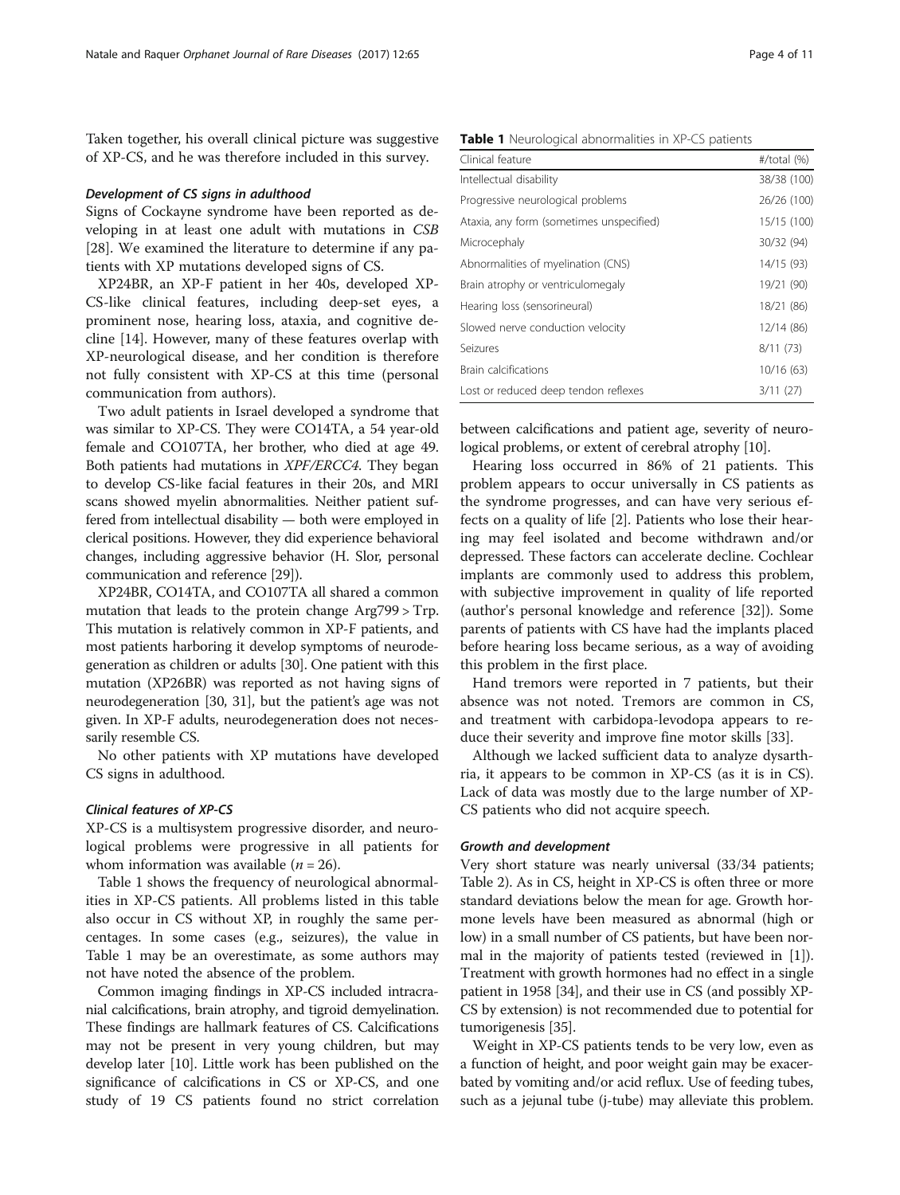Taken together, his overall clinical picture was suggestive of XP-CS, and he was therefore included in this survey.

#### *Development of CS signs in adulthood*

Signs of Cockayne syndrome have been reported as developing in at least one adult with mutations in *CSB* [28]. We examined the literature to determine if any patients with XP mutations developed signs of CS.

XP24BR, an XP-F patient in her 40s, developed XP-CS-like clinical features, including deep-set eyes, a prominent nose, hearing loss, ataxia, and cognitive decline [14]. However, many of these features overlap with XP-neurological disease, and her condition is therefore not fully consistent with XP-CS at this time (personal communication from authors).

Two adult patients in Israel developed a syndrome that was similar to XP-CS. They were CO14TA, a 54 year-old female and CO107TA, her brother, who died at age 49. Both patients had mutations in *XPF/ERCC4*. They began to develop CS-like facial features in their 20s, and MRI scans showed myelin abnormalities. Neither patient suffered from intellectual disability — both were employed in clerical positions. However, they did experience behavioral changes, including aggressive behavior (H. Slor, personal communication and reference [29]).

XP24BR, CO14TA, and CO107TA all shared a common mutation that leads to the protein change Arg799 > Trp. This mutation is relatively common in XP-F patients, and most patients harboring it develop symptoms of neurodegeneration as children or adults [30]. One patient with this mutation (XP26BR) was reported as not having signs of neurodegeneration [30, 31], but the patient's age was not given. In XP-F adults, neurodegeneration does not necessarily resemble CS.

No other patients with XP mutations have developed CS signs in adulthood.

#### *Clinical features of XP-CS*

XP-CS is a multisystem progressive disorder, and neurological problems were progressive in all patients for whom information was available ($n = 26$).

Table 1 shows the frequency of neurological abnormalities in XP-CS patients. All problems listed in this table also occur in CS without XP, in roughly the same percentages. In some cases (e.g., seizures), the value in Table 1 may be an overestimate, as some authors may not have noted the absence of the problem.

Common imaging findings in XP-CS included intracranial calcifications, brain atrophy, and tigroid demyelination. These findings are hallmark features of CS. Calcifications may not be present in very young children, but may develop later [10]. Little work has been published on the significance of calcifications in CS or XP-CS, and one study of 19 CS patients found no strict correlation between calcifications and patient age, severity of neurological problems, or extent of cerebral atrophy [10].

**Table 1** Neurological abnormalities in XP-CS patients

| Clinical feature | #/total (%) |
|---|---|
| Intellectual disability | 38/38 (100) |
| Progressive neurological problems | 26/26 (100) |
| Ataxia, any form (sometimes unspecified) | 15/15 (100) |
| Microcephaly | 30/32 (94) |
| Abnormalities of myelination (CNS) | 14/15 (93) |
| Brain atrophy or ventriculomegaly | 19/21 (90) |
| Hearing loss (sensorineural) | 18/21 (86) |
| Slowed nerve conduction velocity | 12/14 (86) |
| Seizures | 8/11 (73) |
| Brain calcifications | 10/16 (63) |
| Lost or reduced deep tendon reflexes | 3/11 (27) |

Hearing loss occurred in 86% of 21 patients. This problem appears to occur universally in CS patients as the syndrome progresses, and can have very serious effects on a quality of life [2]. Patients who lose their hearing may feel isolated and become withdrawn and/or depressed. These factors can accelerate decline. Cochlear implants are commonly used to address this problem, with subjective improvement in quality of life reported (author's personal knowledge and reference [32]). Some parents of patients with CS have had the implants placed before hearing loss became serious, as a way of avoiding this problem in the first place.

Hand tremors were reported in 7 patients, but their absence was not noted. Tremors are common in CS, and treatment with carbidopa-levodopa appears to reduce their severity and improve fine motor skills [33].

Although we lacked sufficient data to analyze dysarthria, it appears to be common in XP-CS (as it is in CS). Lack of data was mostly due to the large number of XP-CS patients who did not acquire speech.

#### *Growth and development*

Very short stature was nearly universal (33/34 patients; Table 2). As in CS, height in XP-CS is often three or more standard deviations below the mean for age. Growth hormone levels have been measured as abnormal (high or low) in a small number of CS patients, but have been normal in the majority of patients tested (reviewed in [1]). Treatment with growth hormones had no effect in a single patient in 1958 [34], and their use in CS (and possibly XP-CS by extension) is not recommended due to potential for tumorigenesis [35].

Weight in XP-CS patients tends to be very low, even as a function of height, and poor weight gain may be exacerbated by vomiting and/or acid reflux. Use of feeding tubes, such as a jejunal tube (j-tube) may alleviate this problem.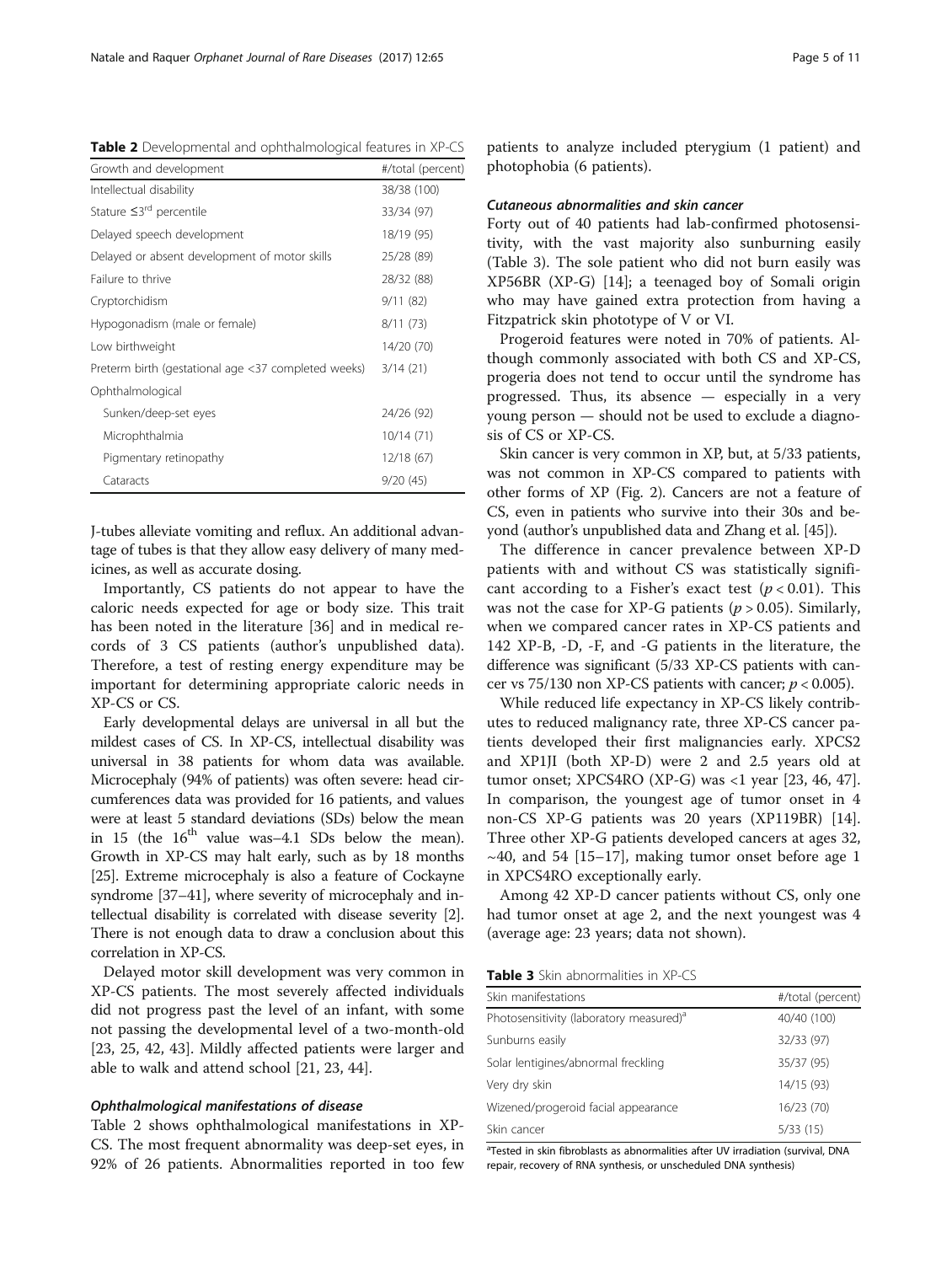**Table 2** Developmental and ophthalmological features in XP-CS

| Growth and development | #/total (percent) |
| --- | --- |
| Intellectual disability | 38/38 (100) |
| Stature ≤3[rd] percentile | 33/34 (97) |
| Delayed speech development | 18/19 (95) |
| Delayed or absent development of motor skills | 25/28 (89) |
| Failure to thrive | 28/32 (88) |
| Cryptorchidism | 9/11 (82) |
| Hypogonadism (male or female) | 8/11 (73) |
| Low birthweight | 14/20 (70) |
| Preterm birth (gestational age <37 completed weeks) | 3/14 (21) |
| Ophthalmological | |
| Sunken/deep-set eyes | 24/26 (92) |
| Microphthalmia | 10/14 (71) |
| Pigmentary retinopathy | 12/18 (67) |
| Cataracts | 9/20 (45) |

J-tubes alleviate vomiting and reflux. An additional advantage of tubes is that they allow easy delivery of many medicines, as well as accurate dosing.

Importantly, CS patients do not appear to have the caloric needs expected for age or body size. This trait has been noted in the literature [36] and in medical records of 3 CS patients (author's unpublished data). Therefore, a test of resting energy expenditure may be important for determining appropriate caloric needs in XP-CS or CS.

Early developmental delays are universal in all but the mildest cases of CS. In XP-CS, intellectual disability was universal in 38 patients for whom data was available. Microcephaly (94% of patients) was often severe: head circumferences data was provided for 16 patients, and values were at least 5 standard deviations (SDs) below the mean in 15 (the 16[th] value was–4.1 SDs below the mean). Growth in XP-CS may halt early, such as by 18 months [25]. Extreme microcephaly is also a feature of Cockayne syndrome [37–41], where severity of microcephaly and intellectual disability is correlated with disease severity [2]. There is not enough data to draw a conclusion about this correlation in XP-CS.

Delayed motor skill development was very common in XP-CS patients. The most severely affected individuals did not progress past the level of an infant, with some not passing the developmental level of a two-month-old [23, 25, 42, 43]. Mildly affected patients were larger and able to walk and attend school [21, 23, 44].

### *Ophthalmological manifestations of disease*

Table 2 shows ophthalmological manifestations in XP-CS. The most frequent abnormality was deep-set eyes, in 92% of 26 patients. Abnormalities reported in too few patients to analyze included pterygium (1 patient) and photophobia (6 patients).

### *Cutaneous abnormalities and skin cancer*

Forty out of 40 patients had lab-confirmed photosensitivity, with the vast majority also sunburning easily (Table 3). The sole patient who did not burn easily was XP56BR (XP-G) [14]; a teenaged boy of Somali origin who may have gained extra protection from having a Fitzpatrick skin phototype of V or VI.

Progeroid features were noted in 70% of patients. Although commonly associated with both CS and XP-CS, progeria does not tend to occur until the syndrome has progressed. Thus, its absence — especially in a very young person — should not be used to exclude a diagnosis of CS or XP-CS.

Skin cancer is very common in XP, but, at 5/33 patients, was not common in XP-CS compared to patients with other forms of XP (Fig. 2). Cancers are not a feature of CS, even in patients who survive into their 30s and beyond (author's unpublished data and Zhang et al. [45]).

The difference in cancer prevalence between XP-D patients with and without CS was statistically significant according to a Fisher's exact test ($p < 0.01$). This was not the case for XP-G patients ($p > 0.05$). Similarly, when we compared cancer rates in XP-CS patients and 142 XP-B, -D, -F, and -G patients in the literature, the difference was significant (5/33 XP-CS patients with cancer vs 75/130 non XP-CS patients with cancer; $p < 0.005$).

While reduced life expectancy in XP-CS likely contributes to reduced malignancy rate, three XP-CS cancer patients developed their first malignancies early. XPCS2 and XP1JI (both XP-D) were 2 and 2.5 years old at tumor onset; XPCS4RO (XP-G) was <1 year [23, 46, 47]. In comparison, the youngest age of tumor onset in 4 non-CS XP-G patients was 20 years (XP119BR) [14]. Three other XP-G patients developed cancers at ages 32, ~40, and 54 [15–17], making tumor onset before age 1 in XPCS4RO exceptionally early.

Among 42 XP-D cancer patients without CS, only one had tumor onset at age 2, and the next youngest was 4 (average age: 23 years; data not shown).

**Table 3** Skin abnormalities in XP-CS

| Skin manifestations | #/total (percent) |
| --- | --- |
| Photosensitivity (laboratory measured)[a] | 40/40 (100) |
| Sunburns easily | 32/33 (97) |
| Solar lentigines/abnormal freckling | 35/37 (95) |
| Very dry skin | 14/15 (93) |
| Wizened/progeroid facial appearance | 16/23 (70) |
| Skin cancer | 5/33 (15) |

[a]Tested in skin fibroblasts as abnormalities after UV irradiation (survival, DNA repair, recovery of RNA synthesis, or unscheduled DNA synthesis)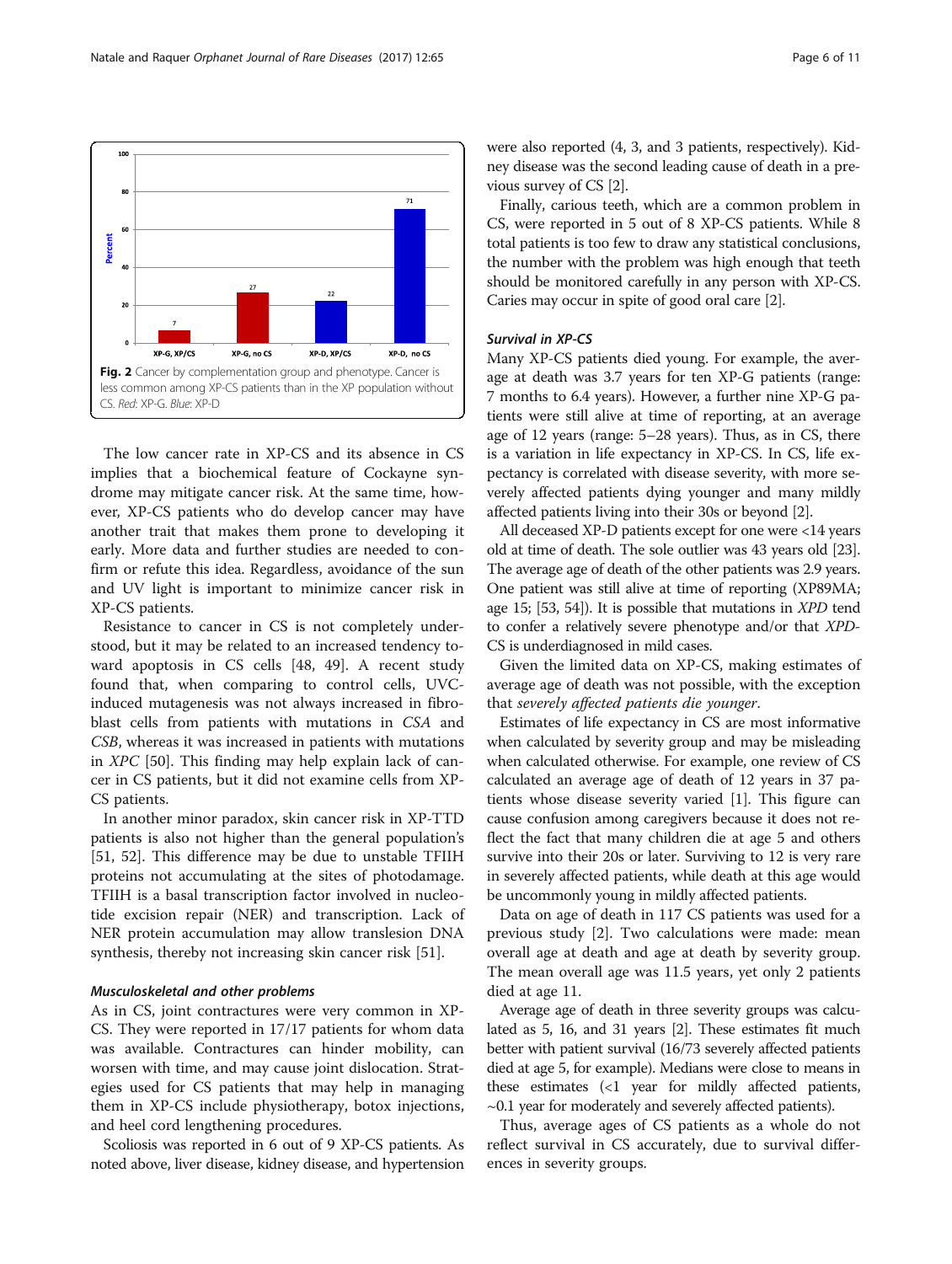Fig. 2 Cancer by complementation group and phenotype. Cancer is less common among XP-CS patients than in the XP population without CS. *Red*: XP-G. *Blue*: XP-D

The low cancer rate in XP-CS and its absence in CS implies that a biochemical feature of Cockayne syndrome may mitigate cancer risk. At the same time, however, XP-CS patients who do develop cancer may have another trait that makes them prone to developing it early. More data and further studies are needed to confirm or refute this idea. Regardless, avoidance of the sun and UV light is important to minimize cancer risk in XP-CS patients.

Resistance to cancer in CS is not completely understood, but it may be related to an increased tendency toward apoptosis in CS cells [48, 49]. A recent study found that, when comparing to control cells, UVC-induced mutagenesis was not always increased in fibroblast cells from patients with mutations in *CSA* and *CSB*, whereas it was increased in patients with mutations in *XPC* [50]. This finding may help explain lack of cancer in CS patients, but it did not examine cells from XP-CS patients.

In another minor paradox, skin cancer risk in XP-TTD patients is also not higher than the general population's [51, 52]. This difference may be due to unstable TFIIH proteins not accumulating at the sites of photodamage. TFIIH is a basal transcription factor involved in nucleotide excision repair (NER) and transcription. Lack of NER protein accumulation may allow translesion DNA synthesis, thereby not increasing skin cancer risk [51].

### Musculoskeletal and other problems

As in CS, joint contractures were very common in XP-CS. They were reported in 17/17 patients for whom data was available. Contractures can hinder mobility, can worsen with time, and may cause joint dislocation. Strategies used for CS patients that may help in managing them in XP-CS include physiotherapy, botox injections, and heel cord lengthening procedures.

Scoliosis was reported in 6 out of 9 XP-CS patients. As noted above, liver disease, kidney disease, and hypertension were also reported (4, 3, and 3 patients, respectively). Kidney disease was the second leading cause of death in a previous survey of CS [2].

Finally, carious teeth, which are a common problem in CS, were reported in 5 out of 8 XP-CS patients. While 8 total patients is too few to draw any statistical conclusions, the number with the problem was high enough that teeth should be monitored carefully in any person with XP-CS. Caries may occur in spite of good oral care [2].

### Survival in XP-CS

Many XP-CS patients died young. For example, the average age at death was 3.7 years for ten XP-G patients (range: 7 months to 6.4 years). However, a further nine XP-G patients were still alive at time of reporting, at an average age of 12 years (range: 5–28 years). Thus, as in CS, there is a variation in life expectancy in XP-CS. In CS, life expectancy is correlated with disease severity, with more severely affected patients dying younger and many mildly affected patients living into their 30s or beyond [2].

All deceased XP-D patients except for one were <14 years old at time of death. The sole outlier was 43 years old [23]. The average age of death of the other patients was 2.9 years. One patient was still alive at time of reporting (XP89MA; age 15; [53, 54]). It is possible that mutations in *XPD* tend to confer a relatively severe phenotype and/or that *XPD*-CS is underdiagnosed in mild cases.

Given the limited data on XP-CS, making estimates of average age of death was not possible, with the exception that *severely affected patients die younger*.

Estimates of life expectancy in CS are most informative when calculated by severity group and may be misleading when calculated otherwise. For example, one review of CS calculated an average age of death of 12 years in 37 patients whose disease severity varied [1]. This figure can cause confusion among caregivers because it does not reflect the fact that many children die at age 5 and others survive into their 20s or later. Surviving to 12 is very rare in severely affected patients, while death at this age would be uncommonly young in mildly affected patients.

Data on age of death in 117 CS patients was used for a previous study [2]. Two calculations were made: mean overall age at death and age at death by severity group. The mean overall age was 11.5 years, yet only 2 patients died at age 11.

Average age of death in three severity groups was calculated as 5, 16, and 31 years [2]. These estimates fit much better with patient survival (16/73 severely affected patients died at age 5, for example). Medians were close to means in these estimates (<1 year for mildly affected patients, ~0.1 year for moderately and severely affected patients).

Thus, average ages of CS patients as a whole do not reflect survival in CS accurately, due to survival differences in severity groups.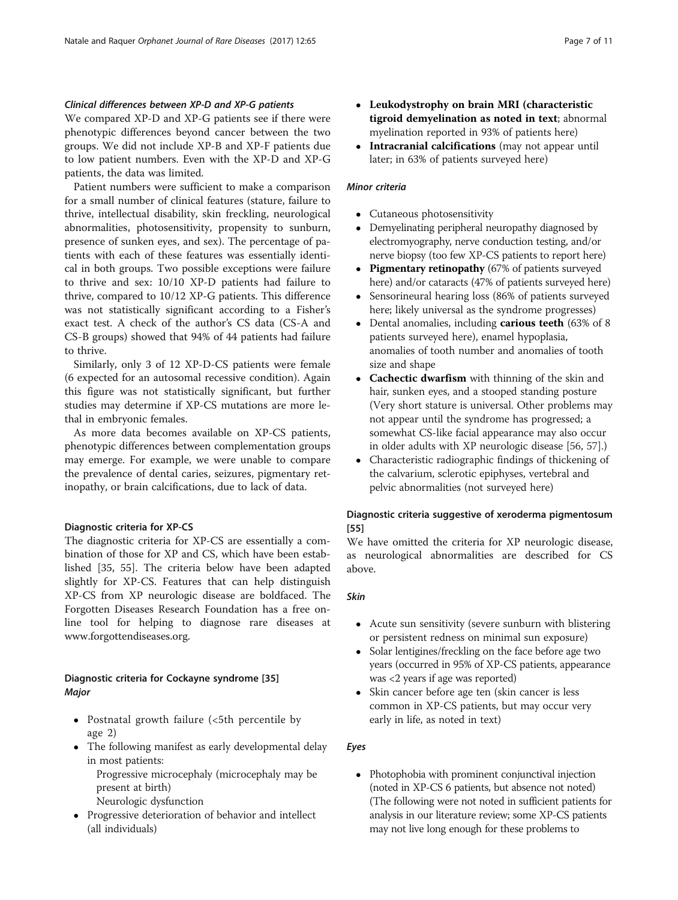#### *Clinical differences between XP-D and XP-G patients*

We compared XP-D and XP-G patients see if there were phenotypic differences beyond cancer between the two groups. We did not include XP-B and XP-F patients due to low patient numbers. Even with the XP-D and XP-G patients, the data was limited.

Patient numbers were sufficient to make a comparison for a small number of clinical features (stature, failure to thrive, intellectual disability, skin freckling, neurological abnormalities, photosensitivity, propensity to sunburn, presence of sunken eyes, and sex). The percentage of patients with each of these features was essentially identical in both groups. Two possible exceptions were failure to thrive and sex: 10/10 XP-D patients had failure to thrive, compared to 10/12 XP-G patients. This difference was not statistically significant according to a Fisher's exact test. A check of the author's CS data (CS-A and CS-B groups) showed that 94% of 44 patients had failure to thrive.

Similarly, only 3 of 12 XP-D-CS patients were female (6 expected for an autosomal recessive condition). Again this figure was not statistically significant, but further studies may determine if XP-CS mutations are more lethal in embryonic females.

As more data becomes available on XP-CS patients, phenotypic differences between complementation groups may emerge. For example, we were unable to compare the prevalence of dental caries, seizures, pigmentary retinopathy, or brain calcifications, due to lack of data.

### Diagnostic criteria for XP-CS

The diagnostic criteria for XP-CS are essentially a combination of those for XP and CS, which have been established [35, 55]. The criteria below have been adapted slightly for XP-CS. Features that can help distinguish XP-CS from XP neurologic disease are boldfaced. The Forgotten Diseases Research Foundation has a free online tool for helping to diagnose rare diseases at www.forgottendiseases.org.

### Diagnostic criteria for Cockayne syndrome [35]

#### *Major*

- Postnatal growth failure (<5th percentile by age 2)
- The following manifest as early developmental delay in most patients:
  Progressive microcephaly (microcephaly may be present at birth)
  Neurologic dysfunction
- Progressive deterioration of behavior and intellect (all individuals)
- **Leukodystrophy on brain MRI (characteristic tigroid demyelination as noted in text**; abnormal myelination reported in 93% of patients here)
- **Intracranial calcifications** (may not appear until later; in 63% of patients surveyed here)

#### *Minor criteria*

- Cutaneous photosensitivity
- Demyelinating peripheral neuropathy diagnosed by electromyography, nerve conduction testing, and/or nerve biopsy (too few XP-CS patients to report here)
- **Pigmentary retinopathy** (67% of patients surveyed here) and/or cataracts (47% of patients surveyed here)
- Sensorineural hearing loss (86% of patients surveyed here; likely universal as the syndrome progresses)
- Dental anomalies, including **carious teeth** (63% of 8 patients surveyed here), enamel hypoplasia, anomalies of tooth number and anomalies of tooth size and shape
- **Cachectic dwarfism** with thinning of the skin and hair, sunken eyes, and a stooped standing posture (Very short stature is universal. Other problems may not appear until the syndrome has progressed; a somewhat CS-like facial appearance may also occur in older adults with XP neurologic disease [56, 57].)
- Characteristic radiographic findings of thickening of the calvarium, sclerotic epiphyses, vertebral and pelvic abnormalities (not surveyed here)

### Diagnostic criteria suggestive of xeroderma pigmentosum [55]

We have omitted the criteria for XP neurologic disease, as neurological abnormalities are described for CS above.

#### *Skin*

- Acute sun sensitivity (severe sunburn with blistering or persistent redness on minimal sun exposure)
- Solar lentigines/freckling on the face before age two years (occurred in 95% of XP-CS patients, appearance was <2 years if age was reported)
- Skin cancer before age ten (skin cancer is less common in XP-CS patients, but may occur very early in life, as noted in text)

#### *Eyes*

- Photophobia with prominent conjunctival injection (noted in XP-CS 6 patients, but absence not noted) (The following were not noted in sufficient patients for analysis in our literature review; some XP-CS patients may not live long enough for these problems to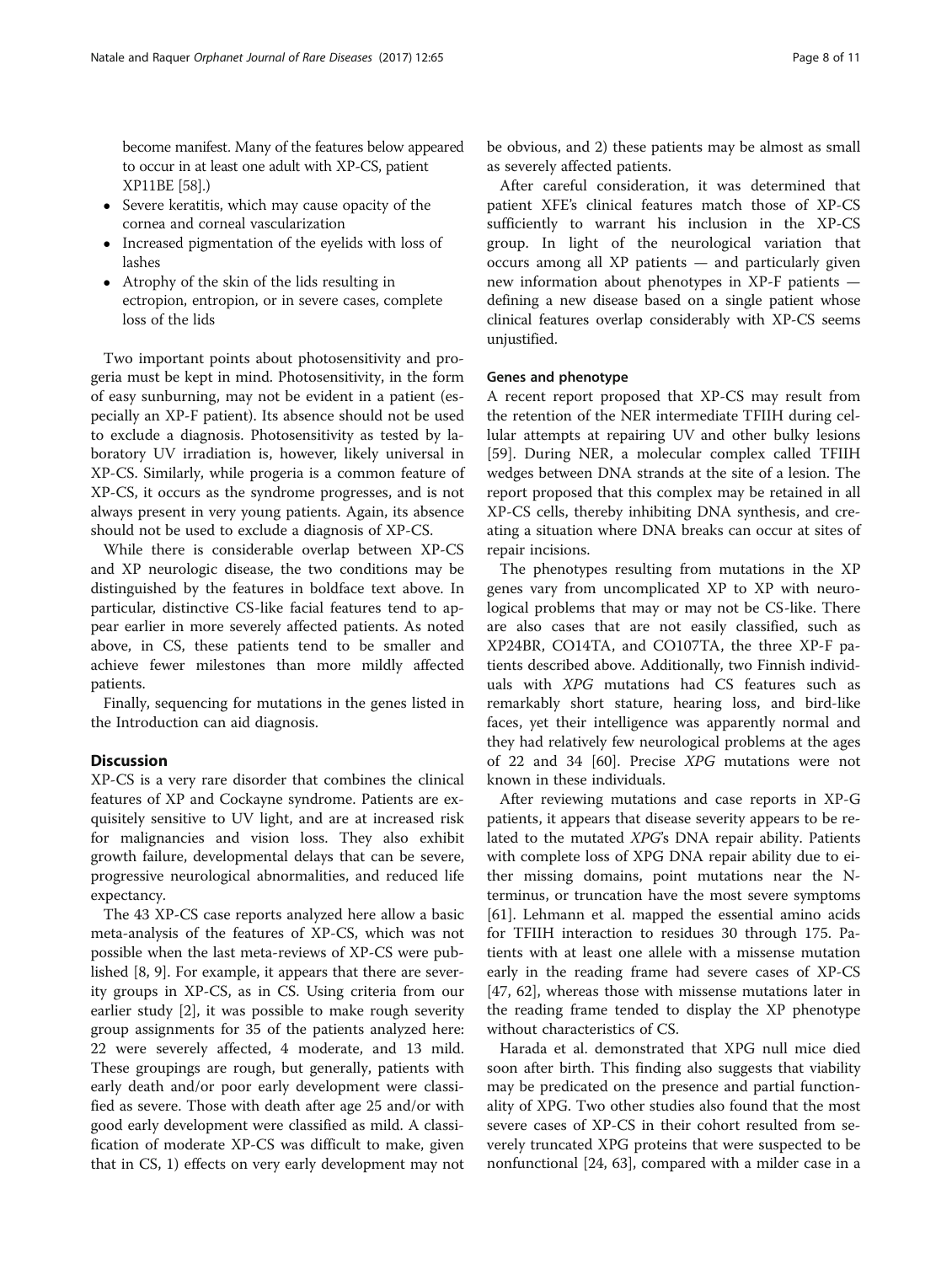become manifest. Many of the features below appeared to occur in at least one adult with XP-CS, patient XP11BE [58].)

- Severe keratitis, which may cause opacity of the cornea and corneal vascularization
- Increased pigmentation of the eyelids with loss of lashes
- Atrophy of the skin of the lids resulting in ectropion, entropion, or in severe cases, complete loss of the lids

Two important points about photosensitivity and progeria must be kept in mind. Photosensitivity, in the form of easy sunburning, may not be evident in a patient (especially an XP-F patient). Its absence should not be used to exclude a diagnosis. Photosensitivity as tested by laboratory UV irradiation is, however, likely universal in XP-CS. Similarly, while progeria is a common feature of XP-CS, it occurs as the syndrome progresses, and is not always present in very young patients. Again, its absence should not be used to exclude a diagnosis of XP-CS.

While there is considerable overlap between XP-CS and XP neurologic disease, the two conditions may be distinguished by the features in boldface text above. In particular, distinctive CS-like facial features tend to appear earlier in more severely affected patients. As noted above, in CS, these patients tend to be smaller and achieve fewer milestones than more mildly affected patients.

Finally, sequencing for mutations in the genes listed in the Introduction can aid diagnosis.

## Discussion

XP-CS is a very rare disorder that combines the clinical features of XP and Cockayne syndrome. Patients are exquisitely sensitive to UV light, and are at increased risk for malignancies and vision loss. They also exhibit growth failure, developmental delays that can be severe, progressive neurological abnormalities, and reduced life expectancy.

The 43 XP-CS case reports analyzed here allow a basic meta-analysis of the features of XP-CS, which was not possible when the last meta-reviews of XP-CS were published [8, 9]. For example, it appears that there are severity groups in XP-CS, as in CS. Using criteria from our earlier study [2], it was possible to make rough severity group assignments for 35 of the patients analyzed here: 22 were severely affected, 4 moderate, and 13 mild. These groupings are rough, but generally, patients with early death and/or poor early development were classified as severe. Those with death after age 25 and/or with good early development were classified as mild. A classification of moderate XP-CS was difficult to make, given that in CS, 1) effects on very early development may not be obvious, and 2) these patients may be almost as small as severely affected patients.

After careful consideration, it was determined that patient XFE's clinical features match those of XP-CS sufficiently to warrant his inclusion in the XP-CS group. In light of the neurological variation that occurs among all XP patients — and particularly given new information about phenotypes in XP-F patients — defining a new disease based on a single patient whose clinical features overlap considerably with XP-CS seems unjustified.

### Genes and phenotype

A recent report proposed that XP-CS may result from the retention of the NER intermediate TFIIH during cellular attempts at repairing UV and other bulky lesions [59]. During NER, a molecular complex called TFIIH wedges between DNA strands at the site of a lesion. The report proposed that this complex may be retained in all XP-CS cells, thereby inhibiting DNA synthesis, and creating a situation where DNA breaks can occur at sites of repair incisions.

The phenotypes resulting from mutations in the XP genes vary from uncomplicated XP to XP with neurological problems that may or may not be CS-like. There are also cases that are not easily classified, such as XP24BR, CO14TA, and CO107TA, the three XP-F patients described above. Additionally, two Finnish individuals with *XPG* mutations had CS features such as remarkably short stature, hearing loss, and bird-like faces, yet their intelligence was apparently normal and they had relatively few neurological problems at the ages of 22 and 34 [60]. Precise *XPG* mutations were not known in these individuals.

After reviewing mutations and case reports in XP-G patients, it appears that disease severity appears to be related to the mutated *XPG*'s DNA repair ability. Patients with complete loss of XPG DNA repair ability due to either missing domains, point mutations near the N-terminus, or truncation have the most severe symptoms [61]. Lehmann et al. mapped the essential amino acids for TFIIH interaction to residues 30 through 175. Patients with at least one allele with a missense mutation early in the reading frame had severe cases of XP-CS [47, 62], whereas those with missense mutations later in the reading frame tended to display the XP phenotype without characteristics of CS.

Harada et al. demonstrated that XPG null mice died soon after birth. This finding also suggests that viability may be predicated on the presence and partial functionality of XPG. Two other studies also found that the most severe cases of XP-CS in their cohort resulted from severely truncated XPG proteins that were suspected to be nonfunctional [24, 63], compared with a milder case in a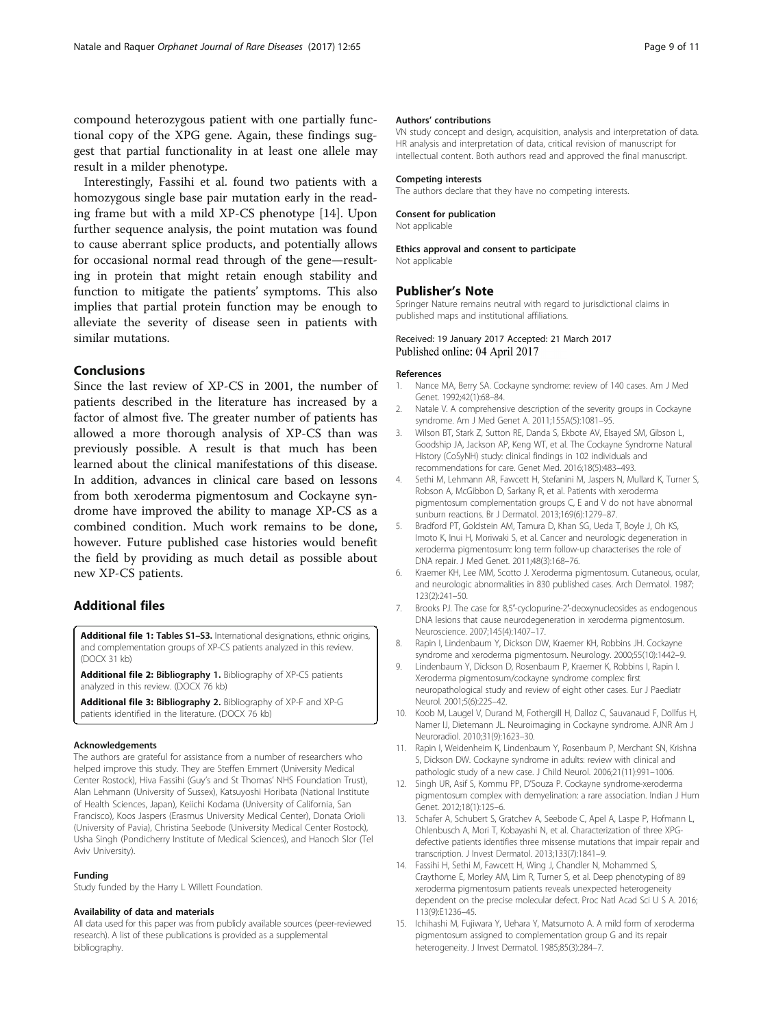compound heterozygous patient with one partially functional copy of the XPG gene. Again, these findings suggest that partial functionality in at least one allele may result in a milder phenotype.

Interestingly, Fassihi et al. found two patients with a homozygous single base pair mutation early in the reading frame but with a mild XP-CS phenotype [14]. Upon further sequence analysis, the point mutation was found to cause aberrant splice products, and potentially allows for occasional normal read through of the gene—resulting in protein that might retain enough stability and function to mitigate the patients' symptoms. This also implies that partial protein function may be enough to alleviate the severity of disease seen in patients with similar mutations.

## Conclusions

Since the last review of XP-CS in 2001, the number of patients described in the literature has increased by a factor of almost five. The greater number of patients has allowed a more thorough analysis of XP-CS than was previously possible. A result is that much has been learned about the clinical manifestations of this disease. In addition, advances in clinical care based on lessons from both xeroderma pigmentosum and Cockayne syndrome have improved the ability to manage XP-CS as a combined condition. Much work remains to be done, however. Future published case histories would benefit the field by providing as much detail as possible about new XP-CS patients.

## Additional files

**Additional file 1: Tables S1–S3.** International designations, ethnic origins, and complementation groups of XP-CS patients analyzed in this review. (DOCX 31 kb)

**Additional file 2: Bibliography 1.** Bibliography of XP-CS patients analyzed in this review. (DOCX 76 kb)

**Additional file 3: Bibliography 2.** Bibliography of XP-F and XP-G patients identified in the literature. (DOCX 76 kb)

#### Acknowledgements

The authors are grateful for assistance from a number of researchers who helped improve this study. They are Steffen Emmert (University Medical Center Rostock), Hiva Fassihi (Guy's and St Thomas' NHS Foundation Trust), Alan Lehmann (University of Sussex), Katsuyoshi Horibata (National Institute of Health Sciences, Japan), Keiichi Kodama (University of California, San Francisco), Koos Jaspers (Erasmus University Medical Center), Donata Orioli (University of Pavia), Christina Seebode (University Medical Center Rostock), Usha Singh (Pondicherry Institute of Medical Sciences), and Hanoch Slor (Tel Aviv University).

#### Funding

Study funded by the Harry L Willett Foundation.

#### Availability of data and materials

All data used for this paper was from publicly available sources (peer-reviewed research). A list of these publications is provided as a supplemental bibliography.

#### Authors' contributions

VN study concept and design, acquisition, analysis and interpretation of data. HR analysis and interpretation of data, critical revision of manuscript for intellectual content. Both authors read and approved the final manuscript.

#### Competing interests

The authors declare that they have no competing interests.

#### Consent for publication

Not applicable

#### Ethics approval and consent to participate

Not applicable

### Publisher's Note

Springer Nature remains neutral with regard to jurisdictional claims in published maps and institutional affiliations.

Received: 19 January 2017 Accepted: 21 March 2017
Published online: 04 April 2017

#### References

1. Nance MA, Berry SA. Cockayne syndrome: review of 140 cases. Am J Med Genet. 1992;42(1):68–84.
2. Natale V. A comprehensive description of the severity groups in Cockayne syndrome. Am J Med Genet A. 2011;155A(5):1081–95.
3. Wilson BT, Stark Z, Sutton RE, Danda S, Ekbote AV, Elsayed SM, Gibson L, Goodship JA, Jackson AP, Keng WT, et al. The Cockayne Syndrome Natural History (CoSyNH) study: clinical findings in 102 individuals and recommendations for care. Genet Med. 2016;18(5):483–493.
4. Sethi M, Lehmann AR, Fawcett H, Stefanini M, Jaspers N, Mullard K, Turner S, Robson A, McGibbon D, Sarkany R, et al. Patients with xeroderma pigmentosum complementation groups C, E and V do not have abnormal sunburn reactions. Br J Dermatol. 2013;169(6):1279–87.
5. Bradford PT, Goldstein AM, Tamura D, Khan SG, Ueda T, Boyle J, Oh KS, Imoto K, Inui H, Moriwaki S, et al. Cancer and neurologic degeneration in xeroderma pigmentosum: long term follow-up characterises the role of DNA repair. J Med Genet. 2011;48(3):168–76.
6. Kraemer KH, Lee MM, Scotto J. Xeroderma pigmentosum. Cutaneous, ocular, and neurologic abnormalities in 830 published cases. Arch Dermatol. 1987; 123(2):241–50.
7. Brooks PJ. The case for 8,5′-cyclopurine-2′-deoxynucleosides as endogenous DNA lesions that cause neurodegeneration in xeroderma pigmentosum. Neuroscience. 2007;145(4):1407–17.
8. Rapin I, Lindenbaum Y, Dickson DW, Kraemer KH, Robbins JH. Cockayne syndrome and xeroderma pigmentosum. Neurology. 2000;55(10):1442–9.
9. Lindenbaum Y, Dickson D, Rosenbaum P, Kraemer K, Robbins I, Rapin I. Xeroderma pigmentosum/cockayne syndrome complex: first neuropathological study and review of eight other cases. Eur J Paediatr Neurol. 2001;5(6):225–42.
10. Koob M, Laugel V, Durand M, Fothergill H, Dalloz C, Sauvanaud F, Dollfus H, Namer IJ, Dietemann JL. Neuroimaging in Cockayne syndrome. AJNR Am J Neuroradiol. 2010;31(9):1623–30.
11. Rapin I, Weidenheim K, Lindenbaum Y, Rosenbaum P, Merchant SN, Krishna S, Dickson DW. Cockayne syndrome in adults: review with clinical and pathologic study of a new case. J Child Neurol. 2006;21(11):991–1006.
12. Singh UR, Asif S, Kommu PP, D'Souza P. Cockayne syndrome-xeroderma pigmentosum complex with demyelination: a rare association. Indian J Hum Genet. 2012;18(1):125–6.
13. Schafer A, Schubert S, Gratchev A, Seebode C, Apel A, Laspe P, Hofmann L, Ohlenbusch A, Mori T, Kobayashi N, et al. Characterization of three XPG-defective patients identifies three missense mutations that impair repair and transcription. J Invest Dermatol. 2013;133(7):1841–9.
14. Fassihi H, Sethi M, Fawcett H, Wing J, Chandler N, Mohammed S, Craythorne E, Morley AM, Lim R, Turner S, et al. Deep phenotyping of 89 xeroderma pigmentosum patients reveals unexpected heterogeneity dependent on the precise molecular defect. Proc Natl Acad Sci U S A. 2016; 113(9):E1236–45.
15. Ichihashi M, Fujiwara Y, Uehara Y, Matsumoto A. A mild form of xeroderma pigmentosum assigned to complementation group G and its repair heterogeneity. J Invest Dermatol. 1985;85(3):284–7.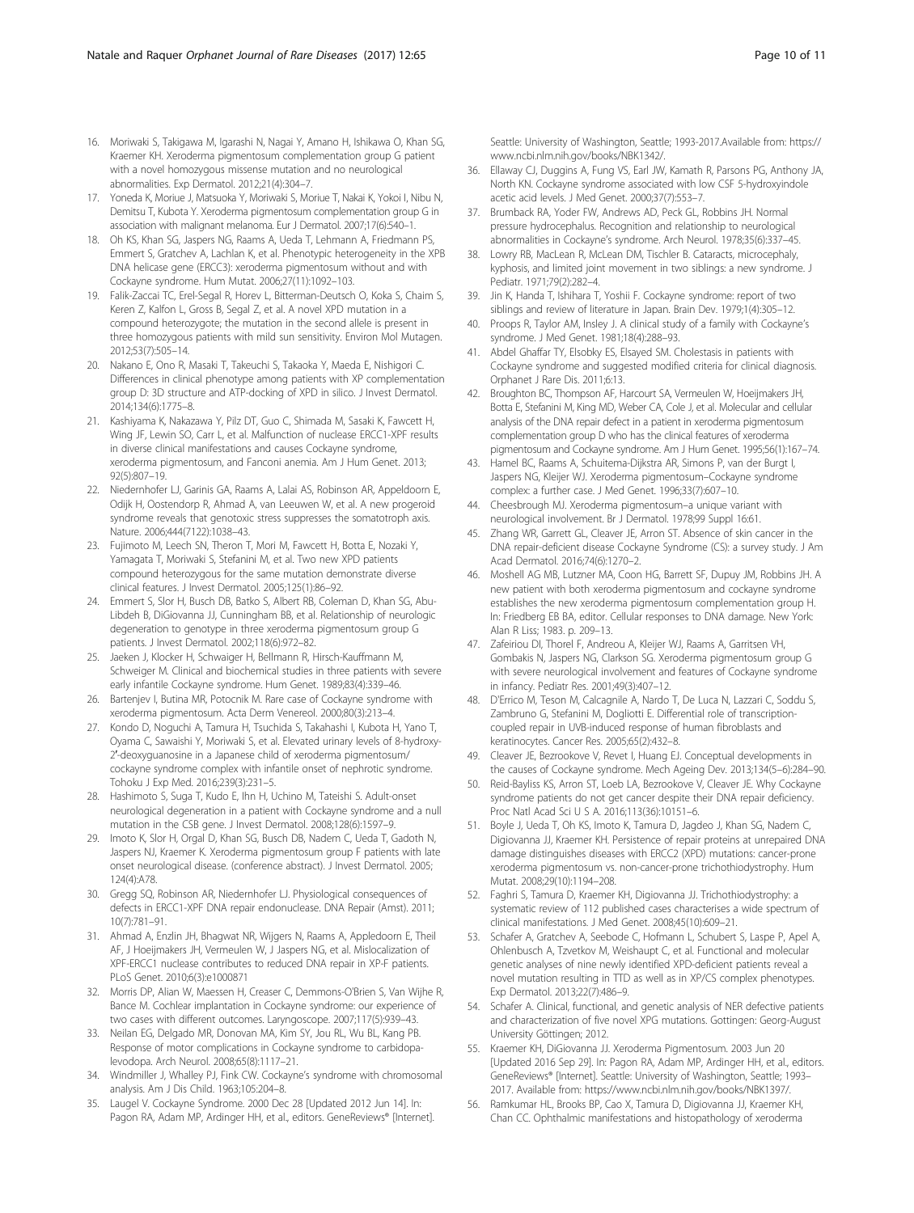16. Moriwaki S, Takigawa M, Igarashi N, Nagai Y, Amano H, Ishikawa O, Khan SG, Kraemer KH. Xeroderma pigmentosum complementation group G patient with a novel homozygous missense mutation and no neurological abnormalities. Exp Dermatol. 2012;21(4):304–7.
17. Yoneda K, Moriue J, Matsuoka Y, Moriwaki S, Moriue T, Nakai K, Yokoi I, Nibu N, Demitsu T, Kubota Y. Xeroderma pigmentosum complementation group G in association with malignant melanoma. Eur J Dermatol. 2007;17(6):540–1.
18. Oh KS, Khan SG, Jaspers NG, Raams A, Ueda T, Lehmann A, Friedmann PS, Emmert S, Gratchev A, Lachlan K, et al. Phenotypic heterogeneity in the XPB DNA helicase gene (ERCC3): xeroderma pigmentosum without and with Cockayne syndrome. Hum Mutat. 2006;27(11):1092–103.
19. Falik-Zaccai TC, Erel-Segal R, Horev L, Bitterman-Deutsch O, Koka S, Chaim S, Keren Z, Kalfon L, Gross B, Segal Z, et al. A novel XPD mutation in a compound heterozygote; the mutation in the second allele is present in three homozygous patients with mild sun sensitivity. Environ Mol Mutagen. 2012;53(7):505–14.
20. Nakano E, Ono R, Masaki T, Takeuchi S, Takaoka Y, Maeda E, Nishigori C. Differences in clinical phenotype among patients with XP complementation group D: 3D structure and ATP-docking of XPD in silico. J Invest Dermatol. 2014;134(6):1775–8.
21. Kashiyama K, Nakazawa Y, Pilz DT, Guo C, Shimada M, Sasaki K, Fawcett H, Wing JF, Lewin SO, Carr L, et al. Malfunction of nuclease ERCC1-XPF results in diverse clinical manifestations and causes Cockayne syndrome, xeroderma pigmentosum, and Fanconi anemia. Am J Hum Genet. 2013; 92(5):807–19.
22. Niedernhofer LJ, Garinis GA, Raams A, Lalai AS, Robinson AR, Appeldoorn E, Odijk H, Oostendorp R, Ahmad A, van Leeuwen W, et al. A new progeroid syndrome reveals that genotoxic stress suppresses the somatotroph axis. Nature. 2006;444(7122):1038–43.
23. Fujimoto M, Leech SN, Theron T, Mori M, Fawcett H, Botta E, Nozaki Y, Yamagata T, Moriwaki S, Stefanini M, et al. Two new XPD patients compound heterozygous for the same mutation demonstrate diverse clinical features. J Invest Dermatol. 2005;125(1):86–92.
24. Emmert S, Slor H, Busch DB, Batko S, Albert RB, Coleman D, Khan SG, Abu-Libdeh B, DiGiovanna JJ, Cunningham BB, et al. Relationship of neurologic degeneration to genotype in three xeroderma pigmentosum group G patients. J Invest Dermatol. 2002;118(6):972–82.
25. Jaeken J, Klocker H, Schwaiger H, Bellmann R, Hirsch-Kauffmann M, Schweiger M. Clinical and biochemical studies in three patients with severe early infantile Cockayne syndrome. Hum Genet. 1989;83(4):339–46.
26. Bartenjev I, Butina MR, Potocnik M. Rare case of Cockayne syndrome with xeroderma pigmentosum. Acta Derm Venereol. 2000;80(3):213–4.
27. Kondo D, Noguchi A, Tamura H, Tsuchida S, Takahashi I, Kubota H, Yano T, Oyama C, Sawaishi Y, Moriwaki S, et al. Elevated urinary levels of 8-hydroxy-2′-deoxyguanosine in a Japanese child of xeroderma pigmentosum/ cockayne syndrome complex with infantile onset of nephrotic syndrome. Tohoku J Exp Med. 2016;239(3):231–5.
28. Hashimoto S, Suga T, Kudo E, Ihn H, Uchino M, Tateishi S. Adult-onset neurological degeneration in a patient with Cockayne syndrome and a null mutation in the CSB gene. J Invest Dermatol. 2008;128(6):1597–9.
29. Imoto K, Slor H, Orgal D, Khan SG, Busch DB, Nadem C, Ueda T, Gadoth N, Jaspers NJ, Kraemer K. Xeroderma pigmentosum group F patients with late onset neurological disease. (conference abstract). J Invest Dermatol. 2005; 124(4):A78.
30. Gregg SQ, Robinson AR, Niedernhofer LJ. Physiological consequences of defects in ERCC1-XPF DNA repair endonuclease. DNA Repair (Amst). 2011; 10(7):781–91.
31. Ahmad A, Enzlin JH, Bhagwat NR, Wijgers N, Raams A, Appledoorn E, Theil AF, J Hoeijmakers JH, Vermeulen W, J Jaspers NG, et al. Mislocalization of XPF-ERCC1 nuclease contributes to reduced DNA repair in XP-F patients. PLoS Genet. 2010;6(3):e1000871
32. Morris DP, Alian W, Maessen H, Creaser C, Demmons-O'Brien S, Van Wijhe R, Bance M. Cochlear implantation in Cockayne syndrome: our experience of two cases with different outcomes. Laryngoscope. 2007;117(5):939–43.
33. Neilan EG, Delgado MR, Donovan MA, Kim SY, Jou RL, Wu BL, Kang PB. Response of motor complications in Cockayne syndrome to carbidopa-levodopa. Arch Neurol. 2008;65(8):1117–21.
34. Windmiller J, Whalley PJ, Fink CW. Cockayne's syndrome with chromosomal analysis. Am J Dis Child. 1963;105:204–8.
35. Laugel V. Cockayne Syndrome. 2000 Dec 28 [Updated 2012 Jun 14]. In: Pagon RA, Adam MP, Ardinger HH, et al., editors. GeneReviews® [Internet]. Seattle: University of Washington, Seattle; 1993-2017.Available from: https://www.ncbi.nlm.nih.gov/books/NBK1342/.
36. Ellaway CJ, Duggins A, Fung VS, Earl JW, Kamath R, Parsons PG, Anthony JA, North KN. Cockayne syndrome associated with low CSF 5-hydroxyindole acetic acid levels. J Med Genet. 2000;37(7):553–7.
37. Brumback RA, Yoder FW, Andrews AD, Peck GL, Robbins JH. Normal pressure hydrocephalus. Recognition and relationship to neurological abnormalities in Cockayne's syndrome. Arch Neurol. 1978;35(6):337–45.
38. Lowry RB, MacLean R, McLean DM, Tischler B. Cataracts, microcephaly, kyphosis, and limited joint movement in two siblings: a new syndrome. J Pediatr. 1971;79(2):282–4.
39. Jin K, Handa T, Ishihara T, Yoshii F. Cockayne syndrome: report of two siblings and review of literature in Japan. Brain Dev. 1979;1(4):305–12.
40. Proops R, Taylor AM, Insley J. A clinical study of a family with Cockayne's syndrome. J Med Genet. 1981;18(4):288–93.
41. Abdel Ghaffar TY, Elsobky ES, Elsayed SM. Cholestasis in patients with Cockayne syndrome and suggested modified criteria for clinical diagnosis. Orphanet J Rare Dis. 2011;6:13.
42. Broughton BC, Thompson AF, Harcourt SA, Vermeulen W, Hoeijmakers JH, Botta E, Stefanini M, King MD, Weber CA, Cole J, et al. Molecular and cellular analysis of the DNA repair defect in a patient in xeroderma pigmentosum complementation group D who has the clinical features of xeroderma pigmentosum and Cockayne syndrome. Am J Hum Genet. 1995;56(1):167–74.
43. Hamel BC, Raams A, Schuitema-Dijkstra AR, Simons P, van der Burgt I, Jaspers NG, Kleijer WJ. Xeroderma pigmentosum–Cockayne syndrome complex: a further case. J Med Genet. 1996;33(7):607–10.
44. Cheesbrough MJ. Xeroderma pigmentosum–a unique variant with neurological involvement. Br J Dermatol. 1978;99 Suppl 16:61.
45. Zhang WR, Garrett GL, Cleaver JE, Arron ST. Absence of skin cancer in the DNA repair-deficient disease Cockayne Syndrome (CS): a survey study. J Am Acad Dermatol. 2016;74(6):1270–2.
46. Moshell AG MB, Lutzner MA, Coon HG, Barrett SF, Dupuy JM, Robbins JH. A new patient with both xeroderma pigmentosum and cockayne syndrome establishes the new xeroderma pigmentosum complementation group H. In: Friedberg EB BA, editor. Cellular responses to DNA damage. New York: Alan R Liss; 1983. p. 209–13.
47. Zafeiriou DI, Thorel F, Andreou A, Kleijer WJ, Raams A, Garritsen VH, Gombakis N, Jaspers NG, Clarkson SG. Xeroderma pigmentosum group G with severe neurological involvement and features of Cockayne syndrome in infancy. Pediatr Res. 2001;49(3):407–12.
48. D'Errico M, Teson M, Calcagnile A, Nardo T, De Luca N, Lazzari C, Soddu S, Zambruno G, Stefanini M, Dogliotti E. Differential role of transcription-coupled repair in UVB-induced response of human fibroblasts and keratinocytes. Cancer Res. 2005;65(2):432–8.
49. Cleaver JE, Bezrookove V, Revet I, Huang EJ. Conceptual developments in the causes of Cockayne syndrome. Mech Ageing Dev. 2013;134(5–6):284–90.
50. Reid-Bayliss KS, Arron ST, Loeb LA, Bezrookove V, Cleaver JE. Why Cockayne syndrome patients do not get cancer despite their DNA repair deficiency. Proc Natl Acad Sci U S A. 2016;113(36):10151–6.
51. Boyle J, Ueda T, Oh KS, Imoto K, Tamura D, Jagdeo J, Khan SG, Nadem C, Digiovanna JJ, Kraemer KH. Persistence of repair proteins at unrepaired DNA damage distinguishes diseases with ERCC2 (XPD) mutations: cancer-prone xeroderma pigmentosum vs. non-cancer-prone trichothiodystrophy. Hum Mutat. 2008;29(10):1194–208.
52. Faghri S, Tamura D, Kraemer KH, Digiovanna JJ. Trichothiodystrophy: a systematic review of 112 published cases characterises a wide spectrum of clinical manifestations. J Med Genet. 2008;45(10):609–21.
53. Schafer A, Gratchev A, Seebode C, Hofmann L, Schubert S, Laspe P, Apel A, Ohlenbusch A, Tzvetkov M, Weishaupt C, et al. Functional and molecular genetic analyses of nine newly identified XPD-deficient patients reveal a novel mutation resulting in TTD as well as in XP/CS complex phenotypes. Exp Dermatol. 2013;22(7):486–9.
54. Schafer A. Clinical, functional, and genetic analysis of NER defective patients and characterization of five novel XPG mutations. Gottingen: Georg-August University Göttingen; 2012.
55. Kraemer KH, DiGiovanna JJ. Xeroderma Pigmentosum. 2003 Jun 20 [Updated 2016 Sep 29]. In: Pagon RA, Adam MP, Ardinger HH, et al., editors. GeneReviews® [Internet]. Seattle: University of Washington, Seattle; 1993–2017. Available from: https://www.ncbi.nlm.nih.gov/books/NBK1397/.
56. Ramkumar HL, Brooks BP, Cao X, Tamura D, Digiovanna JJ, Kraemer KH, Chan CC. Ophthalmic manifestations and histopathology of xeroderma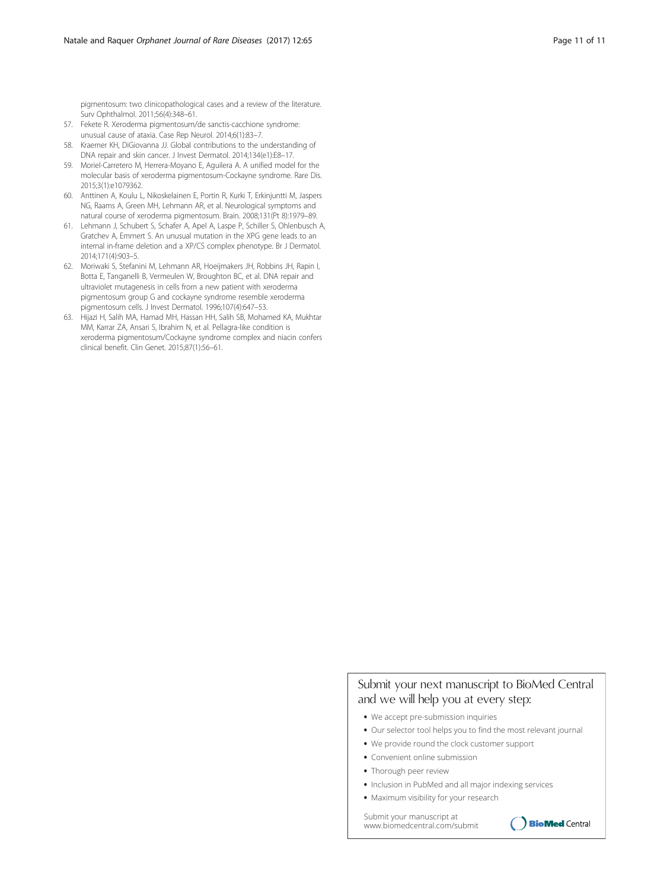pigmentosum: two clinicopathological cases and a review of the literature. Surv Ophthalmol. 2011;56(4):348–61.

57. Fekete R. Xeroderma pigmentosum/de sanctis-cacchione syndrome: unusual cause of ataxia. Case Rep Neurol. 2014;6(1):83–7.
58. Kraemer KH, DiGiovanna JJ. Global contributions to the understanding of DNA repair and skin cancer. J Invest Dermatol. 2014;134(e1):E8–17.
59. Moriel-Carretero M, Herrera-Moyano E, Aguilera A. A unified model for the molecular basis of xeroderma pigmentosum-Cockayne syndrome. Rare Dis. 2015;3(1):e1079362.
60. Anttinen A, Koulu L, Nikoskelainen E, Portin R, Kurki T, Erkinjuntti M, Jaspers NG, Raams A, Green MH, Lehmann AR, et al. Neurological symptoms and natural course of xeroderma pigmentosum. Brain. 2008;131(Pt 8):1979–89.
61. Lehmann J, Schubert S, Schafer A, Apel A, Laspe P, Schiller S, Ohlenbusch A, Gratchev A, Emmert S. An unusual mutation in the XPG gene leads to an internal in-frame deletion and a XP/CS complex phenotype. Br J Dermatol. 2014;171(4):903–5.
62. Moriwaki S, Stefanini M, Lehmann AR, Hoeijmakers JH, Robbins JH, Rapin I, Botta E, Tanganelli B, Vermeulen W, Broughton BC, et al. DNA repair and ultraviolet mutagenesis in cells from a new patient with xeroderma pigmentosum group G and cockayne syndrome resemble xeroderma pigmentosum cells. J Invest Dermatol. 1996;107(4):647–53.
63. Hijazi H, Salih MA, Hamad MH, Hassan HH, Salih SB, Mohamed KA, Mukhtar MM, Karrar ZA, Ansari S, Ibrahim N, et al. Pellagra-like condition is xeroderma pigmentosum/Cockayne syndrome complex and niacin confers clinical benefit. Clin Genet. 2015;87(1):56–61.

Submit your next manuscript to BioMed Central and we will help you at every step:

- We accept pre-submission inquiries
- Our selector tool helps you to find the most relevant journal
- We provide round the clock customer support
- Convenient online submission
- Thorough peer review
- Inclusion in PubMed and all major indexing services
- Maximum visibility for your research

Submit your manuscript at
www.biomedcentral.com/submit

BioMed Central